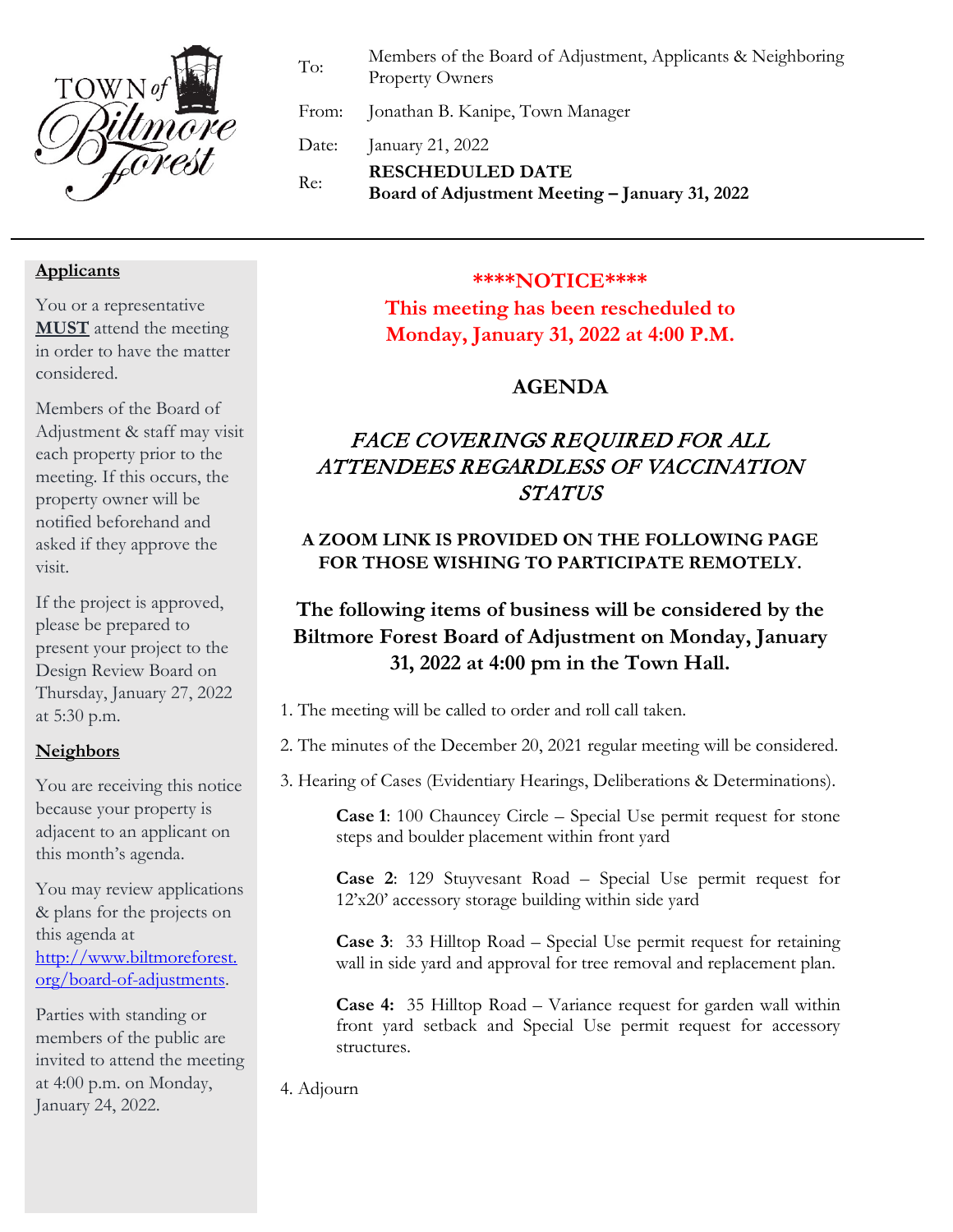TOWN of Biltmore Forest

| | |
|---|---|
| To: | Members of the Board of Adjustment, Applicants & Neighboring Property Owners |
| From: | Jonathan B. Kanipe, Town Manager |
| Date: | January 21, 2022 |
| Re: | **RESCHEDULED DATE**<br>**Board of Adjustment Meeting – January 31, 2022** |

---

**\*\*\*\*NOTICE\*\*\*\***

**This meeting has been rescheduled to Monday, January 31, 2022 at 4:00 P.M.**

## AGENDA

*FACE COVERINGS REQUIRED FOR ALL ATTENDEES REGARDLESS OF VACCINATION STATUS*

**A ZOOM LINK IS PROVIDED ON THE FOLLOWING PAGE FOR THOSE WISHING TO PARTICIPATE REMOTELY.**

### The following items of business will be considered by the Biltmore Forest Board of Adjustment on Monday, January 31, 2022 at 4:00 pm in the Town Hall.

1. The meeting will be called to order and roll call taken.
2. The minutes of the December 20, 2021 regular meeting will be considered.
3. Hearing of Cases (Evidentiary Hearings, Deliberations & Determinations).

   **Case 1**: 100 Chauncey Circle – Special Use permit request for stone steps and boulder placement within front yard

   **Case 2**: 129 Stuyvesant Road – Special Use permit request for 12'x20' accessory storage building within side yard

   **Case 3**: 33 Hilltop Road – Special Use permit request for retaining wall in side yard and approval for tree removal and replacement plan.

   **Case 4:** 35 Hilltop Road – Variance request for garden wall within front yard setback and Special Use permit request for accessory structures.

4. Adjourn

**Applicants**

You or a representative **MUST** attend the meeting in order to have the matter considered.

Members of the Board of Adjustment & staff may visit each property prior to the meeting. If this occurs, the property owner will be notified beforehand and asked if they approve the visit.

If the project is approved, please be prepared to present your project to the Design Review Board on Thursday, January 27, 2022 at 5:30 p.m.

**Neighbors**

You are receiving this notice because your property is adjacent to an applicant on this month's agenda.

You may review applications & plans for the projects on this agenda at http://www.biltmoreforest.org/board-of-adjustments.

Parties with standing or members of the public are invited to attend the meeting at 4:00 p.m. on Monday, January 24, 2022.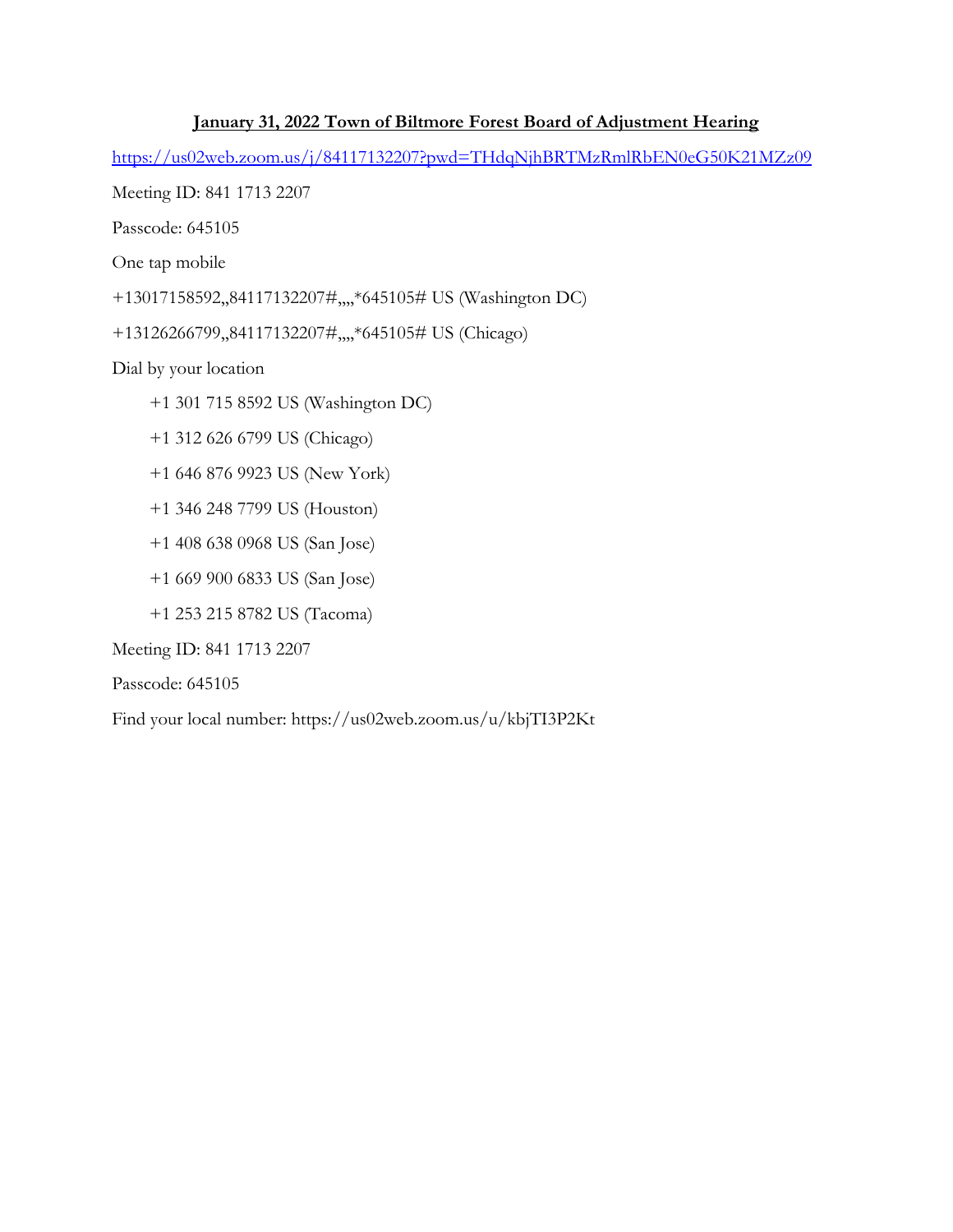**January 31, 2022 Town of Biltmore Forest Board of Adjustment Hearing**

https://us02web.zoom.us/j/84117132207?pwd=THdqNjhBRTMzRmlRbEN0eG50K21MZz09

Meeting ID: 841 1713 2207

Passcode: 645105

One tap mobile

+13017158592,,84117132207#,,,,*645105# US (Washington DC)

+13126266799,,84117132207#,,,,*645105# US (Chicago)

Dial by your location

+1 301 715 8592 US (Washington DC)

+1 312 626 6799 US (Chicago)

+1 646 876 9923 US (New York)

+1 346 248 7799 US (Houston)

+1 408 638 0968 US (San Jose)

+1 669 900 6833 US (San Jose)

+1 253 215 8782 US (Tacoma)

Meeting ID: 841 1713 2207

Passcode: 645105

Find your local number: https://us02web.zoom.us/u/kbjTI3P2Kt